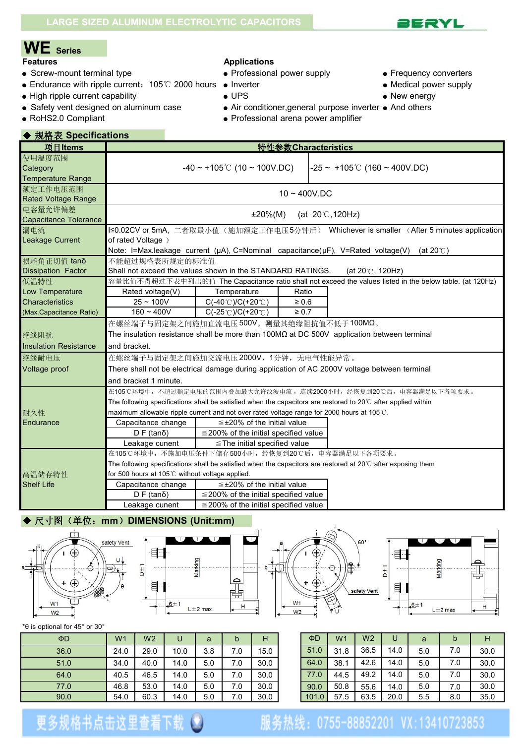LARGE SIZED ALUMINUM ELECTROLYTIC CAPACITORS

BERYL

# WE Series

**Features**

- Screw-mount terminal type
- Endurance with ripple current：105℃ 2000 hours
- High ripple current capability
- Safety vent designed on aluminum case
- RoHS2.0 Compliant

**Applications**

- Professional power supply
- Inverter
- UPS
- Air conditioner,general purpose inverter
- Professional arena power amplifier
- Frequency converters
- Medical power supply
- New energy
- And others

## ◆ 规格表 Specifications

| 项目Items | 特性参数Characteristics | | |
|---|---|---|---|
| 使用温度范围 Category Temperature Range | -40 ~ +105℃ (10 ~ 100V.DC) | -25 ~ +105℃ (160 ~ 400V.DC) | |
| 额定工作电压范围 Rated Voltage Range | 10 ~ 400V.DC | | |
| 电容量允许偏差 Capacitance Tolerance | ±20%(M)  (at 20℃,120Hz) | | |
| 漏电流 Leakage Current | I≤0.02CV or 5mA，二者取最小值（施加额定工作电压5分钟后） Whichever is smaller （After 5 minutes application of rated Voltage ）<br>Note: I=Max.leakage current (μA), C=Nominal capacitance(μF), V=Rated voltage(V) (at 20℃) | | |
| 损耗角正切值 tanδ Dissipation Factor | 不能超过规格表所规定的标准值<br>Shall not exceed the values shown in the STANDARD RATINGS.  (at 20℃, 120Hz) | | |
| 低温特性 Low Temperature Characteristics (Max.Capacitance Ratio) | 容量比值不得超过下表中列出的值 The Capacitance ratio shall not exceed the values listed in the below table. (at 120Hz) | | |
| | Rated voltage(V) | Temperature | Ratio |
| | 25 ~ 100V | C(-40℃)/C(+20℃) | ≥ 0.6 |
| | 160 ~ 400V | C(-25℃)/C(+20℃) | ≥ 0.7 |
| 绝缘阻抗 Insulation Resistance | 在螺丝端子与固定架之间施加直流电压500V，测量其绝缘阻抗值不低于100MΩ。<br>The insulation resistance shall be more than 100MΩ at DC 500V application between terminal and bracket. | | |
| 绝缘耐电压 Voltage proof | 在螺丝端子与固定架之间施加交流电压2000V，1分钟，无电气性能异常。<br>There shall not be electrical damage during application of AC 2000V voltage between terminal and bracket 1 minute. | | |
| 耐久性 Endurance | 在105℃环境中，不超过额定电压的范围内叠加最大允许纹波电流，连续2000小时，经恢复到20℃后，电容器满足以下各项要求。<br>The following specifications shall be satisfied when the capacitors are restored to 20℃ after applied within maximum allowable ripple current and not over rated voltage range for 2000 hours at 105℃. | | |
| | Capacitance change | ≦±20% of the initial value | |
| | D F (tanδ) | ≦200% of the initial specified value | |
| | Leakage cunent | ≦The initial specified value | |
| 高温储存特性 Shelf Life | 在105℃环境中，不施加电压条件下储存500小时，经恢复到20℃后，电容器满足以下各项要求。<br>The following specifications shall be satisfied when the capacitors are restored at 20℃ after exposing them for 500 hours at 105℃ without voltage applied. | | |
| | Capacitance change | ≦±20% of the initial value | |
| | D F (tanδ) | ≦200% of the initial specified value | |
| | Leakage cunent | ≦200% of the initial specified value | |

## ◆ 尺寸图（单位：mm）DIMENSIONS (Unit:mm)

*θ is optional for 45° or 30°

| ΦD | W1 | W2 | U | a | b | H |
|---|---|---|---|---|---|---|
| 36.0 | 24.0 | 29.0 | 10.0 | 3.8 | 7.0 | 15.0 |
| 51.0 | 34.0 | 40.0 | 14.0 | 5.0 | 7.0 | 30.0 |
| 64.0 | 40.5 | 46.5 | 14.0 | 5.0 | 7.0 | 30.0 |
| 77.0 | 46.8 | 53.0 | 14.0 | 5.0 | 7.0 | 30.0 |
| 90.0 | 54.0 | 60.3 | 14.0 | 5.0 | 7.0 | 30.0 |

| ΦD | W1 | W2 | U | a | b | H |
|---|---|---|---|---|---|---|
| 51.0 | 31.8 | 36.5 | 14.0 | 5.0 | 7.0 | 30.0 |
| 64.0 | 38.1 | 42.6 | 14.0 | 5.0 | 7.0 | 30.0 |
| 77.0 | 44.5 | 49.2 | 14.0 | 5.0 | 7.0 | 30.0 |
| 90.0 | 50.8 | 55.6 | 14.0 | 5.0 | 7.0 | 30.0 |
| 101.0 | 57.5 | 63.5 | 20.0 | 5.5 | 8.0 | 35.0 |

更多规格书点击这里查看下载　服务热线：0755-88852201 VX:13410723853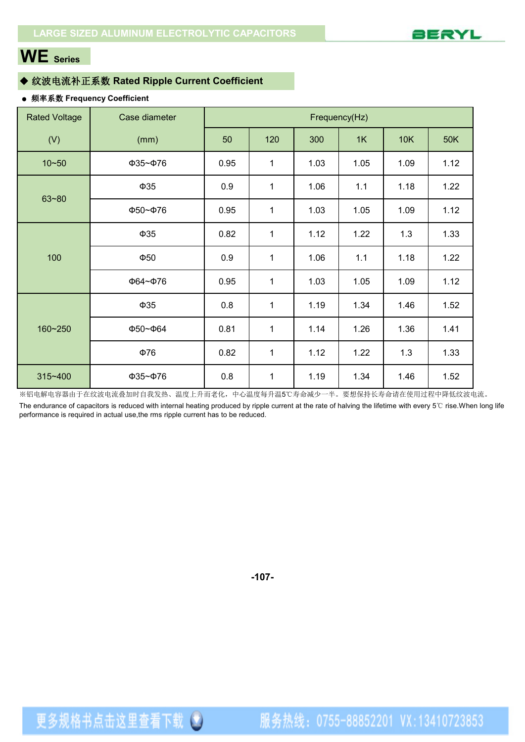# WE Series

## ◆ 纹波电流补正系数 Rated Ripple Current Coefficient

● 频率系数 Frequency Coefficient

| Rated Voltage (V) | Case diameter (mm) | Frequency(Hz) | | | | | |
|---|---|---|---|---|---|---|---|
| | | 50 | 120 | 300 | 1K | 10K | 50K |
| 10~50 | Φ35~Φ76 | 0.95 | 1 | 1.03 | 1.05 | 1.09 | 1.12 |
| 63~80 | Φ35 | 0.9 | 1 | 1.06 | 1.1 | 1.18 | 1.22 |
| | Φ50~Φ76 | 0.95 | 1 | 1.03 | 1.05 | 1.09 | 1.12 |
| 100 | Φ35 | 0.82 | 1 | 1.12 | 1.22 | 1.3 | 1.33 |
| | Φ50 | 0.9 | 1 | 1.06 | 1.1 | 1.18 | 1.22 |
| | Φ64~Φ76 | 0.95 | 1 | 1.03 | 1.05 | 1.09 | 1.12 |
| 160~250 | Φ35 | 0.8 | 1 | 1.19 | 1.34 | 1.46 | 1.52 |
| | Φ50~Φ64 | 0.81 | 1 | 1.14 | 1.26 | 1.36 | 1.41 |
| | Φ76 | 0.82 | 1 | 1.12 | 1.22 | 1.3 | 1.33 |
| 315~400 | Φ35~Φ76 | 0.8 | 1 | 1.19 | 1.34 | 1.46 | 1.52 |

※铝电解电容器由于在纹波电流叠加时自我发热、温度上升而老化，中心温度每升温5℃寿命减少一半。要想保持长寿命请在使用过程中降低纹波电流。

The endurance of capacitors is reduced with internal heating produced by ripple current at the rate of halving the lifetime with every 5℃ rise.When long life performance is required in actual use,the rms ripple current has to be reduced.

更多规格书点击这里查看下载　服务热线：0755-88852201 VX:13410723853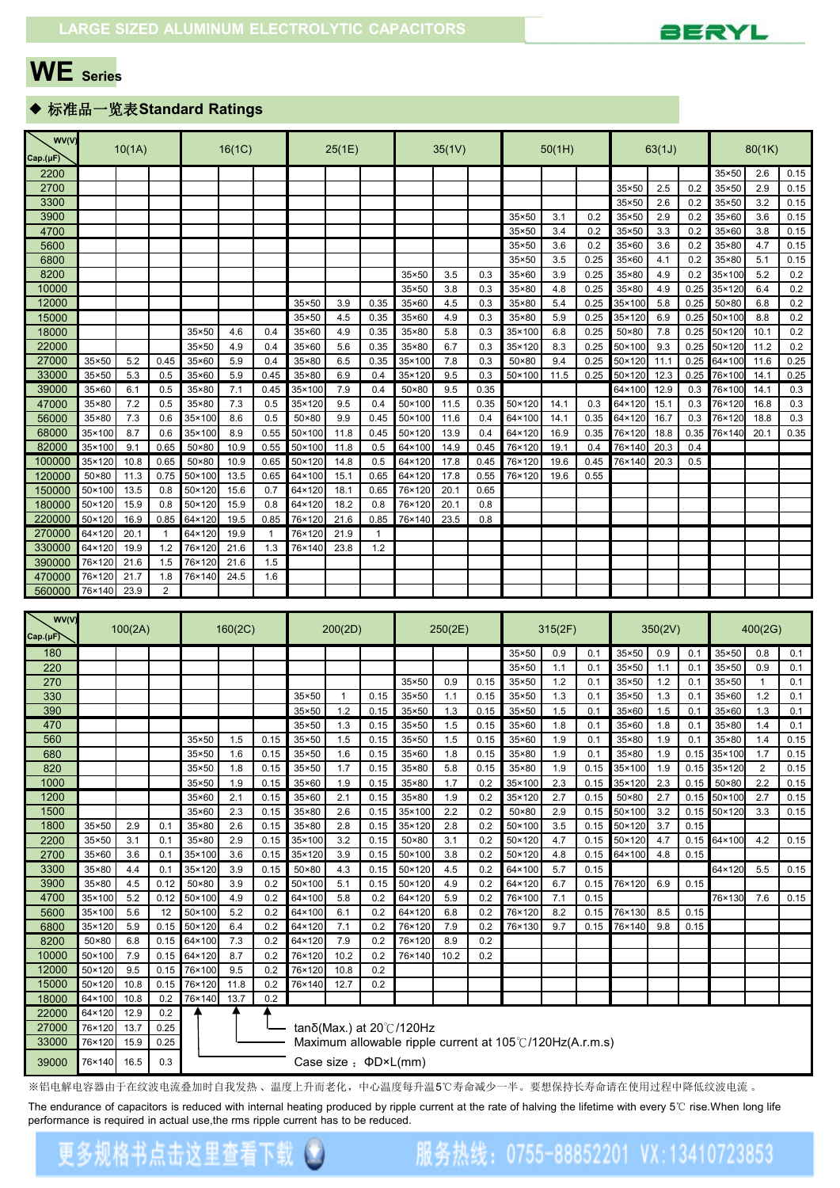LARGE SIZED ALUMINUM ELECTROLYTIC CAPACITORS

# WE Series

## ◆ 标准品一览表Standard Ratings

| WV(V) / Cap.(µF) | 10(1A) | | | 16(1C) | | | 25(1E) | | | 35(1V) | | | 50(1H) | | | 63(1J) | | | 80(1K) | | |
|---|---|---|---|---|---|---|---|---|---|---|---|---|---|---|---|---|---|---|---|---|---|
| 2200 | | | | | | | | | | | | | | | | | | | 35×50 | 2.6 | 0.15 |
| 2700 | | | | | | | | | | | | | | | | 35×50 | 2.5 | 0.2 | 35×50 | 2.9 | 0.15 |
| 3300 | | | | | | | | | | | | | | | | 35×50 | 2.6 | 0.2 | 35×50 | 3.2 | 0.15 |
| 3900 | | | | | | | | | | | | | 35×50 | 3.1 | 0.2 | 35×50 | 2.9 | 0.2 | 35×60 | 3.6 | 0.15 |
| 4700 | | | | | | | | | | | | | 35×50 | 3.4 | 0.2 | 35×50 | 3.3 | 0.2 | 35×60 | 3.8 | 0.15 |
| 5600 | | | | | | | | | | | | | 35×50 | 3.6 | 0.2 | 35×60 | 3.6 | 0.2 | 35×80 | 4.7 | 0.15 |
| 6800 | | | | | | | | | | | | | 35×50 | 3.5 | 0.25 | 35×60 | 4.1 | 0.2 | 35×80 | 5.1 | 0.15 |
| 8200 | | | | | | | | | | 35×50 | 3.5 | 0.3 | 35×60 | 3.9 | 0.25 | 35×80 | 4.9 | 0.2 | 35×100 | 5.2 | 0.2 |
| 10000 | | | | | | | | | | 35×50 | 3.8 | 0.3 | 35×80 | 4.8 | 0.25 | 35×80 | 4.9 | 0.25 | 35×120 | 6.4 | 0.2 |
| 12000 | | | | | | | 35×50 | 3.9 | 0.35 | 35×60 | 4.5 | 0.3 | 35×80 | 5.4 | 0.25 | 35×100 | 5.8 | 0.25 | 50×80 | 6.8 | 0.2 |
| 15000 | | | | | | | 35×50 | 4.5 | 0.35 | 35×60 | 4.9 | 0.3 | 35×80 | 5.9 | 0.25 | 35×120 | 6.9 | 0.25 | 50×100 | 8.8 | 0.2 |
| 18000 | | | | 35×50 | 4.6 | 0.4 | 35×60 | 4.9 | 0.35 | 35×80 | 5.8 | 0.3 | 35×100 | 6.8 | 0.25 | 50×80 | 7.8 | 0.25 | 50×120 | 10.1 | 0.2 |
| 22000 | | | | 35×50 | 4.9 | 0.4 | 35×60 | 5.6 | 0.35 | 35×80 | 6.7 | 0.3 | 35×120 | 8.3 | 0.25 | 50×100 | 9.3 | 0.25 | 50×120 | 11.2 | 0.2 |
| 27000 | 35×50 | 5.2 | 0.45 | 35×60 | 5.9 | 0.4 | 35×80 | 6.5 | 0.35 | 35×100 | 7.8 | 0.3 | 50×80 | 9.4 | 0.25 | 50×120 | 11.1 | 0.25 | 64×100 | 11.6 | 0.25 |
| 33000 | 35×50 | 5.3 | 0.5 | 35×60 | 5.9 | 0.45 | 35×80 | 6.9 | 0.4 | 35×120 | 9.5 | 0.3 | 50×100 | 11.5 | 0.25 | 50×120 | 12.3 | 0.25 | 76×100 | 14.1 | 0.25 |
| 39000 | 35×60 | 6.1 | 0.5 | 35×80 | 7.1 | 0.45 | 35×100 | 7.9 | 0.4 | 50×80 | 9.5 | 0.35 | | | | 64×100 | 12.9 | 0.3 | 76×100 | 14.1 | 0.3 |
| 47000 | 35×80 | 7.2 | 0.5 | 35×80 | 7.3 | 0.5 | 35×120 | 9.5 | 0.4 | 50×100 | 11.5 | 0.35 | 50×120 | 14.1 | 0.3 | 64×120 | 15.1 | 0.3 | 76×120 | 16.8 | 0.3 |
| 56000 | 35×80 | 7.3 | 0.6 | 35×100 | 8.6 | 0.5 | 50×80 | 9.9 | 0.45 | 50×100 | 11.6 | 0.4 | 64×100 | 14.1 | 0.35 | 64×120 | 16.7 | 0.3 | 76×120 | 18.8 | 0.3 |
| 68000 | 35×100 | 8.7 | 0.6 | 35×100 | 8.9 | 0.55 | 50×100 | 11.8 | 0.45 | 50×120 | 13.9 | 0.4 | 64×120 | 16.9 | 0.35 | 76×120 | 18.8 | 0.35 | 76×140 | 20.1 | 0.35 |
| 82000 | 35×100 | 9.1 | 0.65 | 50×80 | 10.9 | 0.55 | 50×100 | 11.8 | 0.5 | 64×100 | 14.9 | 0.45 | 76×120 | 19.1 | 0.4 | 76×140 | 20.3 | 0.4 | | | |
| 100000 | 35×120 | 10.8 | 0.65 | 50×80 | 10.9 | 0.65 | 50×120 | 14.8 | 0.5 | 64×120 | 17.8 | 0.45 | 76×120 | 19.6 | 0.45 | 76×140 | 20.3 | 0.5 | | | |
| 120000 | 50×80 | 11.3 | 0.75 | 50×100 | 13.5 | 0.65 | 64×100 | 15.1 | 0.65 | 64×120 | 17.8 | 0.55 | 76×120 | 19.6 | 0.55 | | | | | | |
| 150000 | 50×100 | 13.5 | 0.8 | 50×120 | 15.6 | 0.7 | 64×120 | 18.1 | 0.65 | 76×120 | 20.1 | 0.65 | | | | | | | | | |
| 180000 | 50×120 | 15.9 | 0.8 | 50×120 | 15.9 | 0.8 | 64×120 | 18.2 | 0.8 | 76×120 | 20.1 | 0.8 | | | | | | | | | |
| 220000 | 50×120 | 16.9 | 0.85 | 64×120 | 19.5 | 0.85 | 76×120 | 21.6 | 0.85 | 76×140 | 23.5 | 0.8 | | | | | | | | | |
| 270000 | 64×120 | 20.1 | 1 | 64×120 | 19.9 | 1 | 76×120 | 21.9 | 1 | | | | | | | | | | | | |
| 330000 | 64×120 | 19.9 | 1.2 | 76×120 | 21.6 | 1.3 | 76×140 | 23.8 | 1.2 | | | | | | | | | | | | |
| 390000 | 76×120 | 21.6 | 1.5 | 76×120 | 21.6 | 1.5 | | | | | | | | | | | | | | | |
| 470000 | 76×120 | 21.7 | 1.8 | 76×140 | 24.5 | 1.6 | | | | | | | | | | | | | | | |
| 560000 | 76×140 | 23.9 | 2 | | | | | | | | | | | | | | | | | | |

| WV(V) / Cap.(µF) | 100(2A) | | | 160(2C) | | | 200(2D) | | | 250(2E) | | | 315(2F) | | | 350(2V) | | | 400(2G) | | |
|---|---|---|---|---|---|---|---|---|---|---|---|---|---|---|---|---|---|---|---|---|---|
| 180 | | | | | | | | | | | | | 35×50 | 0.9 | 0.1 | 35×50 | 0.9 | 0.1 | 35×50 | 0.8 | 0.1 |
| 220 | | | | | | | | | | | | | 35×50 | 1.1 | 0.1 | 35×50 | 1.1 | 0.1 | 35×50 | 0.9 | 0.1 |
| 270 | | | | | | | | | | 35×50 | 0.9 | 0.15 | 35×50 | 1.2 | 0.1 | 35×50 | 1.2 | 0.1 | 35×50 | 1 | 0.1 |
| 330 | | | | | | | 35×50 | 1 | 0.15 | 35×50 | 1.1 | 0.15 | 35×50 | 1.3 | 0.1 | 35×50 | 1.3 | 0.1 | 35×60 | 1.2 | 0.1 |
| 390 | | | | | | | 35×50 | 1.2 | 0.15 | 35×50 | 1.3 | 0.15 | 35×50 | 1.5 | 0.1 | 35×60 | 1.5 | 0.1 | 35×60 | 1.3 | 0.1 |
| 470 | | | | | | | 35×50 | 1.3 | 0.15 | 35×50 | 1.5 | 0.15 | 35×60 | 1.8 | 0.1 | 35×60 | 1.8 | 0.1 | 35×80 | 1.4 | 0.1 |
| 560 | | | | 35×50 | 1.5 | 0.15 | 35×50 | 1.5 | 0.15 | 35×50 | 1.5 | 0.15 | 35×60 | 1.9 | 0.1 | 35×80 | 1.9 | 0.1 | 35×80 | 1.4 | 0.15 |
| 680 | | | | 35×50 | 1.6 | 0.15 | 35×50 | 1.6 | 0.15 | 35×60 | 1.8 | 0.15 | 35×80 | 1.9 | 0.1 | 35×80 | 1.9 | 0.15 | 35×100 | 1.7 | 0.15 |
| 820 | | | | 35×50 | 1.8 | 0.15 | 35×50 | 1.7 | 0.15 | 35×80 | 5.8 | 0.15 | 35×80 | 1.9 | 0.15 | 35×100 | 1.9 | 0.15 | 35×120 | 2 | 0.15 |
| 1000 | | | | 35×50 | 1.9 | 0.15 | 35×60 | 1.9 | 0.15 | 35×80 | 1.7 | 0.2 | 35×100 | 2.3 | 0.15 | 35×120 | 2.3 | 0.15 | 50×80 | 2.2 | 0.15 |
| 1200 | | | | 35×60 | 2.1 | 0.15 | 35×60 | 2.1 | 0.15 | 35×80 | 1.9 | 0.2 | 35×120 | 2.7 | 0.15 | 50×80 | 2.7 | 0.15 | 50×100 | 2.7 | 0.15 |
| 1500 | | | | 35×60 | 2.3 | 0.15 | 35×80 | 2.6 | 0.15 | 35×100 | 2.2 | 0.2 | 50×80 | 2.9 | 0.15 | 50×100 | 3.2 | 0.15 | 50×120 | 3.3 | 0.15 |
| 1800 | 35×50 | 2.9 | 0.1 | 35×80 | 2.6 | 0.15 | 35×80 | 2.8 | 0.15 | 35×120 | 2.8 | 0.2 | 50×100 | 3.5 | 0.15 | 50×120 | 3.7 | 0.15 | | | |
| 2200 | 35×50 | 3.1 | 0.1 | 35×80 | 2.9 | 0.15 | 35×100 | 3.2 | 0.15 | 50×80 | 3.1 | 0.2 | 50×120 | 4.7 | 0.15 | 50×120 | 4.7 | 0.15 | 64×100 | 4.2 | 0.15 |
| 2700 | 35×60 | 3.6 | 0.1 | 35×100 | 3.6 | 0.15 | 35×120 | 3.9 | 0.15 | 50×100 | 3.8 | 0.2 | 50×120 | 4.8 | 0.15 | 64×100 | 4.8 | 0.15 | | | |
| 3300 | 35×80 | 4.4 | 0.1 | 35×120 | 3.9 | 0.15 | 50×80 | 4.3 | 0.15 | 50×120 | 4.5 | 0.2 | 64×100 | 5.7 | 0.15 | | | | 64×120 | 5.5 | 0.15 |
| 3900 | 35×80 | 4.5 | 0.12 | 50×80 | 3.9 | 0.2 | 50×100 | 5.1 | 0.15 | 50×120 | 4.9 | 0.2 | 64×120 | 6.7 | 0.15 | 76×120 | 6.9 | 0.15 | | | |
| 4700 | 35×100 | 5.2 | 0.12 | 50×100 | 4.9 | 0.2 | 64×100 | 5.8 | 0.2 | 64×120 | 5.9 | 0.2 | 76×100 | 7.1 | 0.15 | | | | 76×130 | 7.6 | 0.15 |
| 5600 | 35×100 | 5.6 | 12 | 50×100 | 5.2 | 0.2 | 64×100 | 6.1 | 0.2 | 64×120 | 6.8 | 0.2 | 76×120 | 8.2 | 0.15 | 76×130 | 8.5 | 0.15 | | | |
| 6800 | 35×120 | 5.9 | 0.15 | 50×120 | 6.4 | 0.2 | 64×120 | 7.1 | 0.2 | 76×120 | 7.9 | 0.2 | 76×130 | 9.7 | 0.15 | 76×140 | 9.8 | 0.15 | | | |
| 8200 | 50×80 | 6.8 | 0.15 | 64×100 | 7.3 | 0.2 | 64×120 | 7.9 | 0.2 | 76×120 | 8.9 | 0.2 | | | | | | | | | |
| 10000 | 50×100 | 7.9 | 0.15 | 64×120 | 8.7 | 0.2 | 76×120 | 10.2 | 0.2 | 76×140 | 10.2 | 0.2 | | | | | | | | | |
| 12000 | 50×120 | 9.5 | 0.15 | 76×100 | 9.5 | 0.2 | 76×120 | 10.8 | 0.2 | | | | | | | | | | | | |
| 15000 | 50×120 | 10.8 | 0.15 | 76×120 | 11.8 | 0.2 | 76×140 | 12.7 | 0.2 | | | | | | | | | | | | |
| 18000 | 64×100 | 10.8 | 0.2 | 76×140 | 13.7 | 0.2 | | | | | | | | | | | | | | | |
| 22000 | 64×120 | 12.9 | 0.2 | | | | | | | | | | | | | | | | | | |
| 27000 | 76×120 | 13.7 | 0.25 | | | | | | | | | | | | | | | | | | |
| 33000 | 76×120 | 15.9 | 0.25 | | | | | | | | | | | | | | | | | | |
| 39000 | 76×140 | 16.5 | 0.3 | | | | | | | | | | | | | | | | | | |

tanδ(Max.) at 20℃/120Hz

Maximum allowable ripple current at 105℃/120Hz(A.r.m.s)

Case size：ΦD×L(mm)

※铝电解电容器由于在纹波电流叠加时自我发热、温度上升而老化，中心温度每升温5℃寿命减少一半。要想保持长寿命请在使用过程中降低纹波电流。

The endurance of capacitors is reduced with internal heating produced by ripple current at the rate of halving the lifetime with every 5℃ rise.When long life performance is required in actual use,the rms ripple current has to be reduced.

更多规格书点击这里查看下载　服务热线：0755-88852201 VX:13410723853